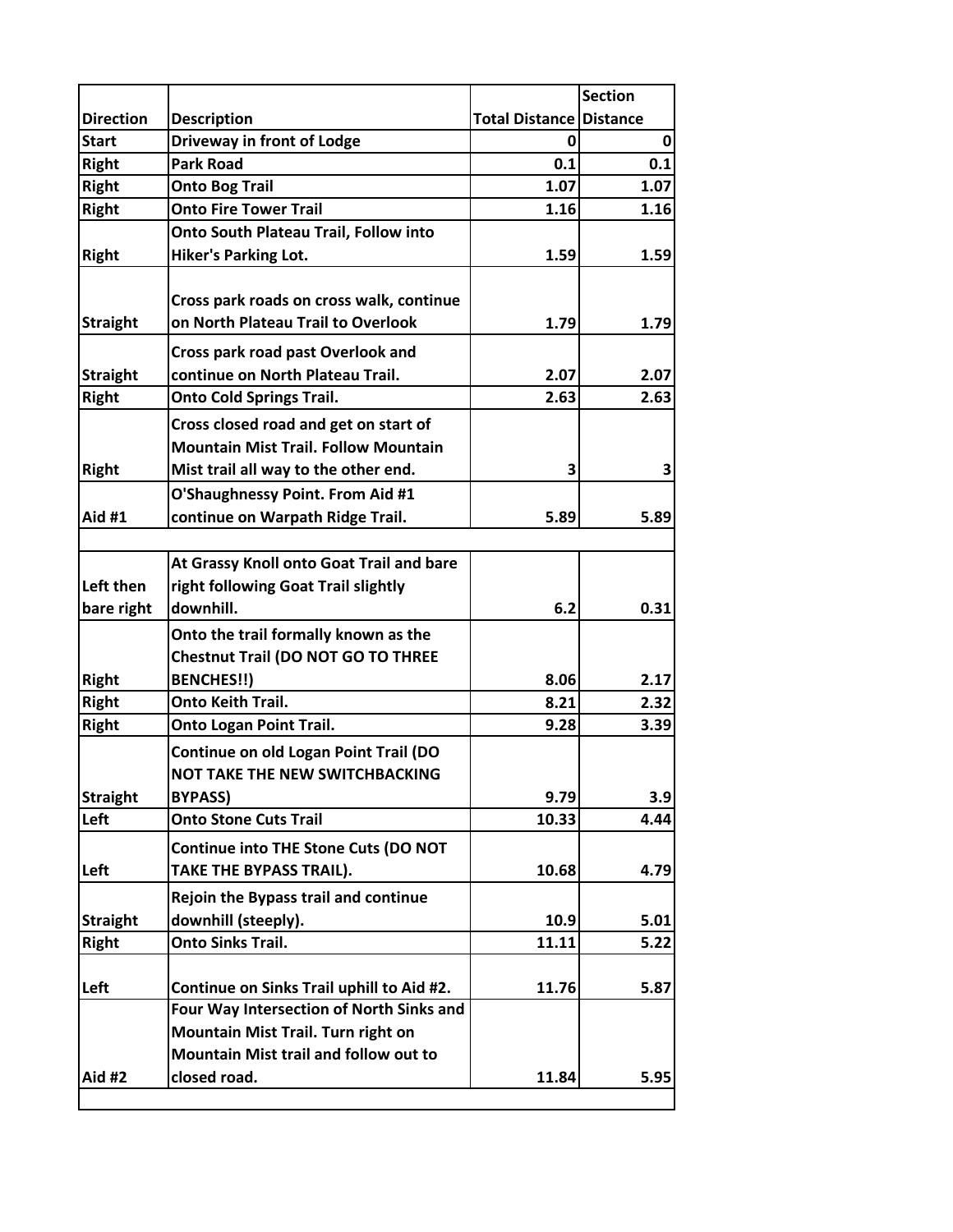| Direction | Description | Total Distance | Section Distance |
|---|---|---|---|
| Start | Driveway in front of Lodge | 0 | 0 |
| Right | Park Road | 0.1 | 0.1 |
| Right | Onto Bog Trail | 1.07 | 1.07 |
| Right | Onto Fire Tower Trail | 1.16 | 1.16 |
| Right | Onto South Plateau Trail, Follow into Hiker's Parking Lot. | 1.59 | 1.59 |
| Straight | Cross park roads on cross walk, continue on North Plateau Trail to Overlook | 1.79 | 1.79 |
| Straight | Cross park road past Overlook and continue on North Plateau Trail. | 2.07 | 2.07 |
| Right | Onto Cold Springs Trail. | 2.63 | 2.63 |
| Right | Cross closed road and get on start of Mountain Mist Trail. Follow Mountain Mist trail all way to the other end. | 3 | 3 |
| Aid #1 | O'Shaughnessy Point. From Aid #1 continue on Warpath Ridge Trail. | 5.89 | 5.89 |
| | | | |
| Left then bare right | At Grassy Knoll onto Goat Trail and bare right following Goat Trail slightly downhill. | 6.2 | 0.31 |
| Right | Onto the trail formally known as the Chestnut Trail (DO NOT GO TO THREE BENCHES!!) | 8.06 | 2.17 |
| Right | Onto Keith Trail. | 8.21 | 2.32 |
| Right | Onto Logan Point Trail. | 9.28 | 3.39 |
| Straight | Continue on old Logan Point Trail (DO NOT TAKE THE NEW SWITCHBACKING BYPASS) | 9.79 | 3.9 |
| Left | Onto Stone Cuts Trail | 10.33 | 4.44 |
| Left | Continue into THE Stone Cuts (DO NOT TAKE THE BYPASS TRAIL). | 10.68 | 4.79 |
| Straight | Rejoin the Bypass trail and continue downhill (steeply). | 10.9 | 5.01 |
| Right | Onto Sinks Trail. | 11.11 | 5.22 |
| Left | Continue on Sinks Trail uphill to Aid #2. | 11.76 | 5.87 |
| Aid #2 | Four Way Intersection of North Sinks and Mountain Mist Trail. Turn right on Mountain Mist trail and follow out to closed road. | 11.84 | 5.95 |
| | | | |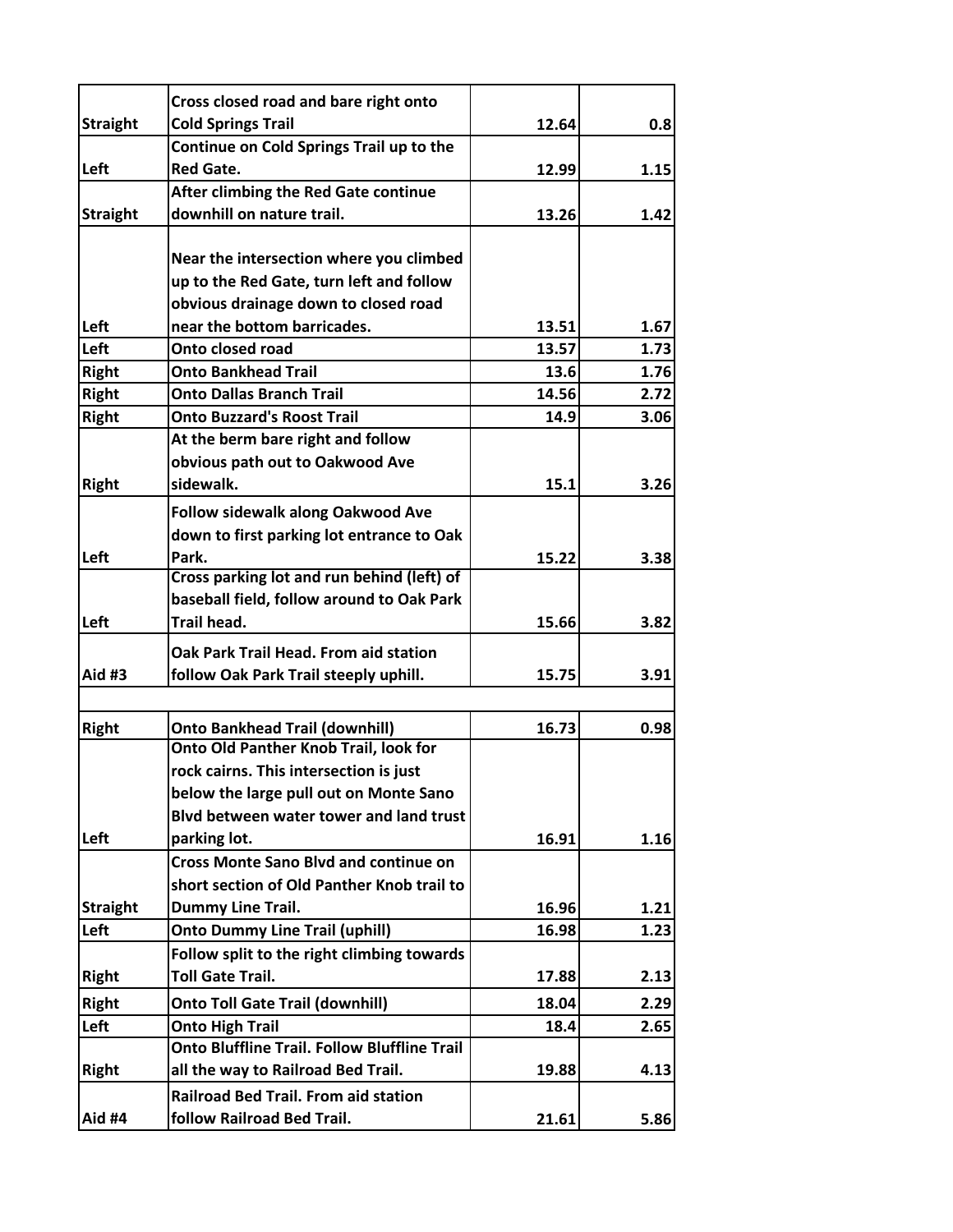| | | | |
|---|---|---|---|
| **Straight** | **Cross closed road and bare right onto Cold Springs Trail** | **12.64** | **0.8** |
| **Left** | **Continue on Cold Springs Trail up to the Red Gate.** | **12.99** | **1.15** |
| **Straight** | **After climbing the Red Gate continue downhill on nature trail.** | **13.26** | **1.42** |
| **Left** | **Near the intersection where you climbed up to the Red Gate, turn left and follow obvious drainage down to closed road near the bottom barricades.** | **13.51** | **1.67** |
| **Left** | **Onto closed road** | **13.57** | **1.73** |
| **Right** | **Onto Bankhead Trail** | **13.6** | **1.76** |
| **Right** | **Onto Dallas Branch Trail** | **14.56** | **2.72** |
| **Right** | **Onto Buzzard's Roost Trail** | **14.9** | **3.06** |
| **Right** | **At the berm bare right and follow obvious path out to Oakwood Ave sidewalk.** | **15.1** | **3.26** |
| **Left** | **Follow sidewalk along Oakwood Ave down to first parking lot entrance to Oak Park.** | **15.22** | **3.38** |
| **Left** | **Cross parking lot and run behind (left) of baseball field, follow around to Oak Park Trail head.** | **15.66** | **3.82** |
| **Aid #3** | **Oak Park Trail Head. From aid station follow Oak Park Trail steeply uphill.** | **15.75** | **3.91** |
| | | | |
| **Right** | **Onto Bankhead Trail (downhill)** | **16.73** | **0.98** |
| **Left** | **Onto Old Panther Knob Trail, look for rock cairns. This intersection is just below the large pull out on Monte Sano Blvd between water tower and land trust parking lot.** | **16.91** | **1.16** |
| **Straight** | **Cross Monte Sano Blvd and continue on short section of Old Panther Knob trail to Dummy Line Trail.** | **16.96** | **1.21** |
| **Left** | **Onto Dummy Line Trail (uphill)** | **16.98** | **1.23** |
| **Right** | **Follow split to the right climbing towards Toll Gate Trail.** | **17.88** | **2.13** |
| **Right** | **Onto Toll Gate Trail (downhill)** | **18.04** | **2.29** |
| **Left** | **Onto High Trail** | **18.4** | **2.65** |
| **Right** | **Onto Bluffline Trail. Follow Bluffline Trail all the way to Railroad Bed Trail.** | **19.88** | **4.13** |
| **Aid #4** | **Railroad Bed Trail. From aid station follow Railroad Bed Trail.** | **21.61** | **5.86** |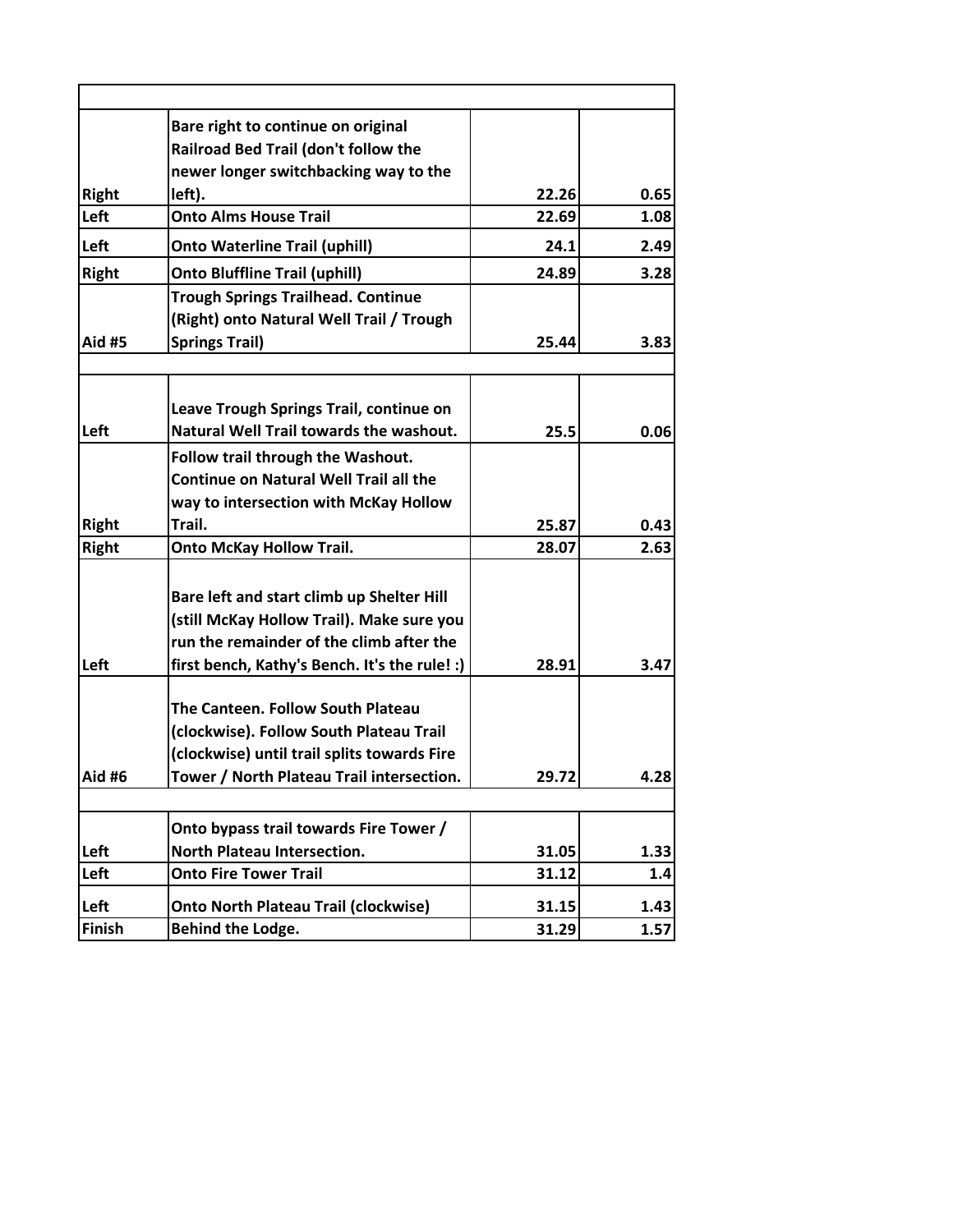| | | | |
|---|---|---|---|
| | | | |
| Right | Bare right to continue on original Railroad Bed Trail (don't follow the newer longer switchbacking way to the left). | 22.26 | 0.65 |
| Left | Onto Alms House Trail | 22.69 | 1.08 |
| Left | Onto Waterline Trail (uphill) | 24.1 | 2.49 |
| Right | Onto Bluffline Trail (uphill) | 24.89 | 3.28 |
| Aid #5 | Trough Springs Trailhead. Continue (Right) onto Natural Well Trail / Trough Springs Trail) | 25.44 | 3.83 |
| | | | |
| Left | Leave Trough Springs Trail, continue on Natural Well Trail towards the washout. | 25.5 | 0.06 |
| Right | Follow trail through the Washout. Continue on Natural Well Trail all the way to intersection with McKay Hollow Trail. | 25.87 | 0.43 |
| Right | Onto McKay Hollow Trail. | 28.07 | 2.63 |
| Left | Bare left and start climb up Shelter Hill (still McKay Hollow Trail). Make sure you run the remainder of the climb after the first bench, Kathy's Bench. It's the rule! :) | 28.91 | 3.47 |
| Aid #6 | The Canteen. Follow South Plateau (clockwise). Follow South Plateau Trail (clockwise) until trail splits towards Fire Tower / North Plateau Trail intersection. | 29.72 | 4.28 |
| | | | |
| Left | Onto bypass trail towards Fire Tower / North Plateau Intersection. | 31.05 | 1.33 |
| Left | Onto Fire Tower Trail | 31.12 | 1.4 |
| Left | Onto North Plateau Trail (clockwise) | 31.15 | 1.43 |
| Finish | Behind the Lodge. | 31.29 | 1.57 |